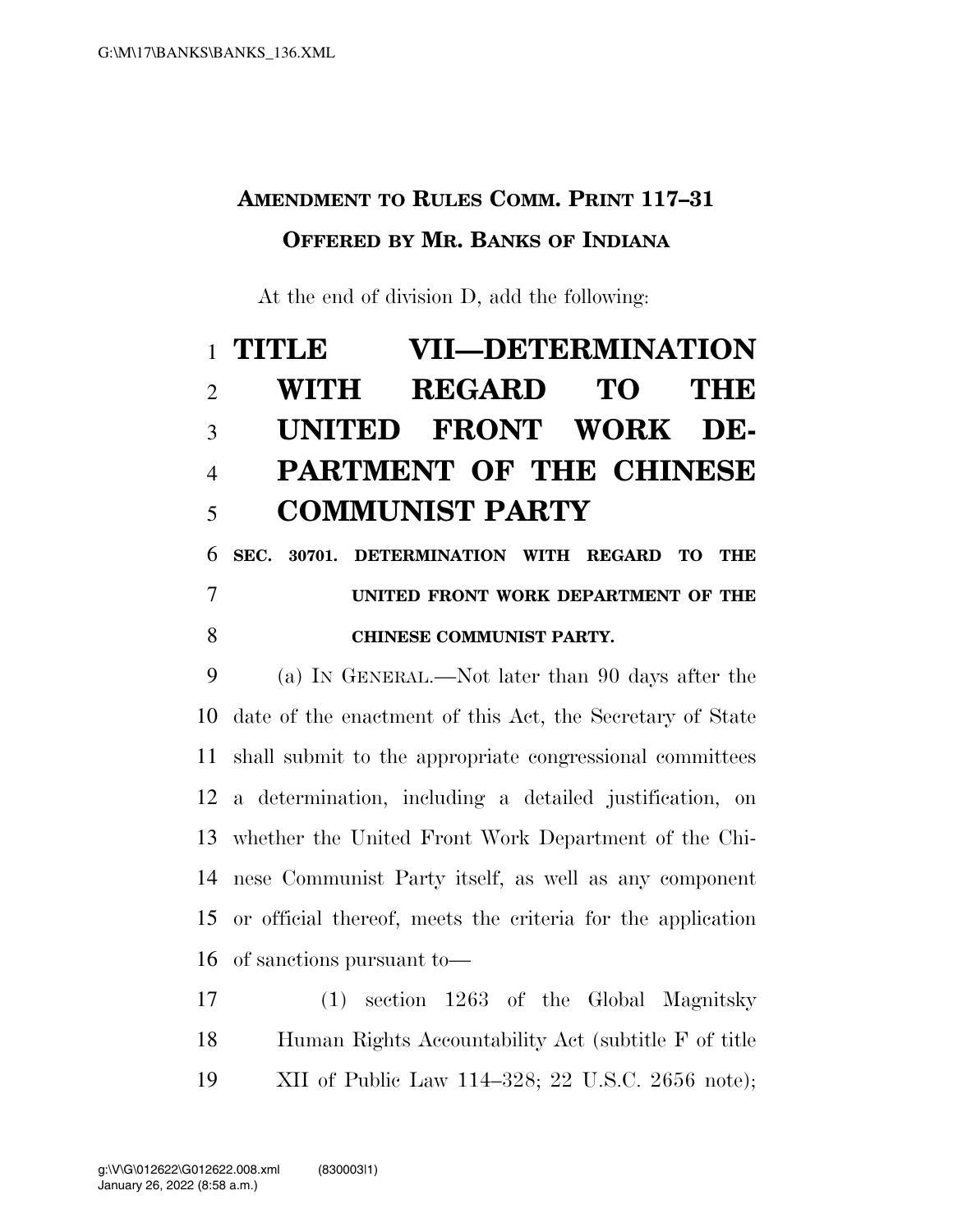**AMENDMENT TO RULES COMM. PRINT 117–31**

**OFFERED BY MR. BANKS OF INDIANA**

At the end of division D, add the following:

# TITLE VII—DETERMINATION WITH REGARD TO THE UNITED FRONT WORK DEPARTMENT OF THE CHINESE COMMUNIST PARTY

**SEC. 30701. DETERMINATION WITH REGARD TO THE UNITED FRONT WORK DEPARTMENT OF THE CHINESE COMMUNIST PARTY.**

(a) IN GENERAL.—Not later than 90 days after the date of the enactment of this Act, the Secretary of State shall submit to the appropriate congressional committees a determination, including a detailed justification, on whether the United Front Work Department of the Chinese Communist Party itself, as well as any component or official thereof, meets the criteria for the application of sanctions pursuant to—

(1) section 1263 of the Global Magnitsky Human Rights Accountability Act (subtitle F of title XII of Public Law 114–328; 22 U.S.C. 2656 note);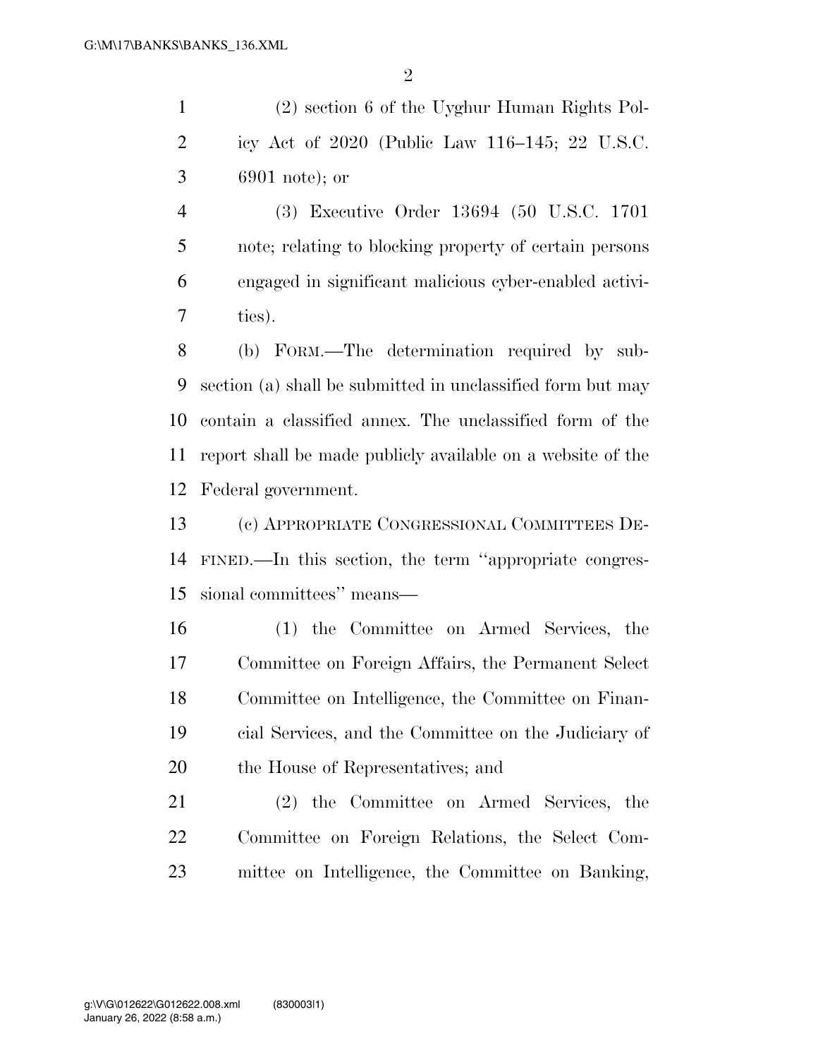(2) section 6 of the Uyghur Human Rights Policy Act of 2020 (Public Law 116–145; 22 U.S.C. 6901 note); or

(3) Executive Order 13694 (50 U.S.C. 1701 note; relating to blocking property of certain persons engaged in significant malicious cyber-enabled activities).

(b) FORM.—The determination required by subsection (a) shall be submitted in unclassified form but may contain a classified annex. The unclassified form of the report shall be made publicly available on a website of the Federal government.

(c) APPROPRIATE CONGRESSIONAL COMMITTEES DEFINED.—In this section, the term "appropriate congressional committees" means—

(1) the Committee on Armed Services, the Committee on Foreign Affairs, the Permanent Select Committee on Intelligence, the Committee on Financial Services, and the Committee on the Judiciary of the House of Representatives; and

(2) the Committee on Armed Services, the Committee on Foreign Relations, the Select Committee on Intelligence, the Committee on Banking,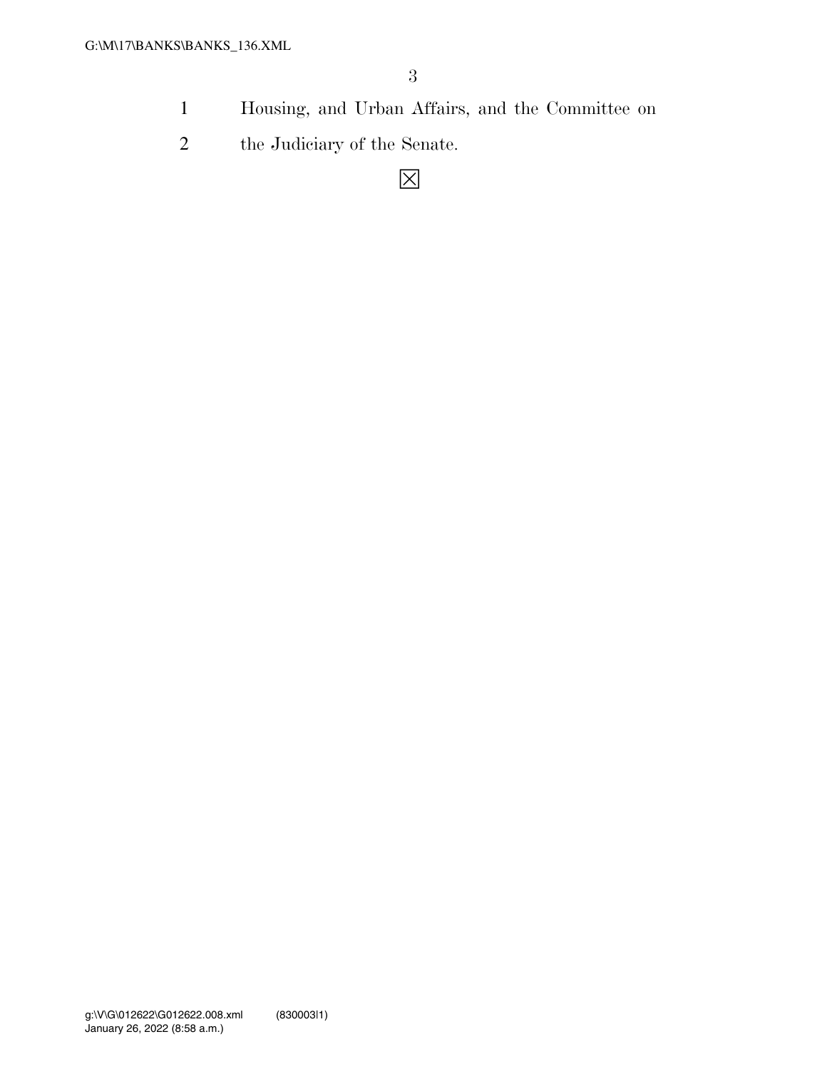Housing, and Urban Affairs, and the Committee on the Judiciary of the Senate.